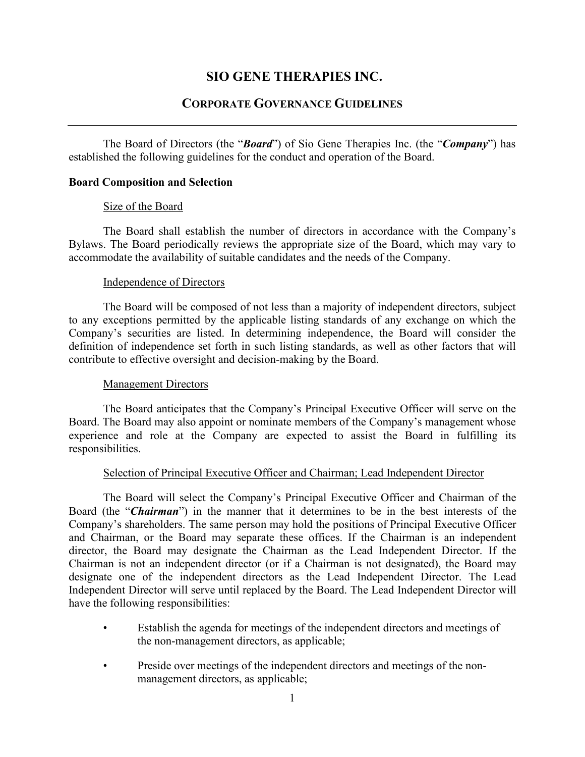# SIO GENE THERAPIES INC.

## CORPORATE GOVERNANCE GUIDELINES

---

The Board of Directors (the "***Board***") of Sio Gene Therapies Inc. (the "***Company***") has established the following guidelines for the conduct and operation of the Board.

**Board Composition and Selection**

Size of the Board

The Board shall establish the number of directors in accordance with the Company's Bylaws. The Board periodically reviews the appropriate size of the Board, which may vary to accommodate the availability of suitable candidates and the needs of the Company.

Independence of Directors

The Board will be composed of not less than a majority of independent directors, subject to any exceptions permitted by the applicable listing standards of any exchange on which the Company's securities are listed. In determining independence, the Board will consider the definition of independence set forth in such listing standards, as well as other factors that will contribute to effective oversight and decision-making by the Board.

Management Directors

The Board anticipates that the Company's Principal Executive Officer will serve on the Board. The Board may also appoint or nominate members of the Company's management whose experience and role at the Company are expected to assist the Board in fulfilling its responsibilities.

Selection of Principal Executive Officer and Chairman; Lead Independent Director

The Board will select the Company's Principal Executive Officer and Chairman of the Board (the "***Chairman***") in the manner that it determines to be in the best interests of the Company's shareholders. The same person may hold the positions of Principal Executive Officer and Chairman, or the Board may separate these offices. If the Chairman is an independent director, the Board may designate the Chairman as the Lead Independent Director. If the Chairman is not an independent director (or if a Chairman is not designated), the Board may designate one of the independent directors as the Lead Independent Director. The Lead Independent Director will serve until replaced by the Board. The Lead Independent Director will have the following responsibilities:

- Establish the agenda for meetings of the independent directors and meetings of the non-management directors, as applicable;
- Preside over meetings of the independent directors and meetings of the non-management directors, as applicable;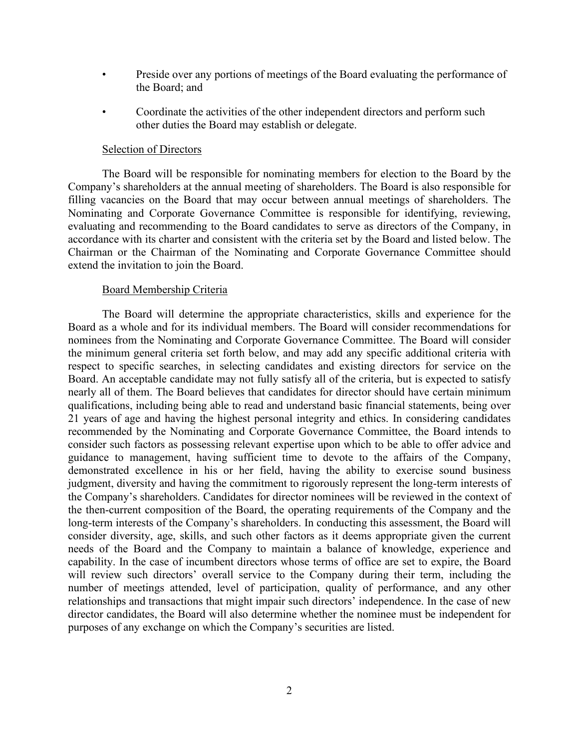- Preside over any portions of meetings of the Board evaluating the performance of the Board; and
- Coordinate the activities of the other independent directors and perform such other duties the Board may establish or delegate.

Selection of Directors

The Board will be responsible for nominating members for election to the Board by the Company's shareholders at the annual meeting of shareholders. The Board is also responsible for filling vacancies on the Board that may occur between annual meetings of shareholders. The Nominating and Corporate Governance Committee is responsible for identifying, reviewing, evaluating and recommending to the Board candidates to serve as directors of the Company, in accordance with its charter and consistent with the criteria set by the Board and listed below. The Chairman or the Chairman of the Nominating and Corporate Governance Committee should extend the invitation to join the Board.

Board Membership Criteria

The Board will determine the appropriate characteristics, skills and experience for the Board as a whole and for its individual members. The Board will consider recommendations for nominees from the Nominating and Corporate Governance Committee. The Board will consider the minimum general criteria set forth below, and may add any specific additional criteria with respect to specific searches, in selecting candidates and existing directors for service on the Board. An acceptable candidate may not fully satisfy all of the criteria, but is expected to satisfy nearly all of them. The Board believes that candidates for director should have certain minimum qualifications, including being able to read and understand basic financial statements, being over 21 years of age and having the highest personal integrity and ethics. In considering candidates recommended by the Nominating and Corporate Governance Committee, the Board intends to consider such factors as possessing relevant expertise upon which to be able to offer advice and guidance to management, having sufficient time to devote to the affairs of the Company, demonstrated excellence in his or her field, having the ability to exercise sound business judgment, diversity and having the commitment to rigorously represent the long-term interests of the Company's shareholders. Candidates for director nominees will be reviewed in the context of the then-current composition of the Board, the operating requirements of the Company and the long-term interests of the Company's shareholders. In conducting this assessment, the Board will consider diversity, age, skills, and such other factors as it deems appropriate given the current needs of the Board and the Company to maintain a balance of knowledge, experience and capability. In the case of incumbent directors whose terms of office are set to expire, the Board will review such directors' overall service to the Company during their term, including the number of meetings attended, level of participation, quality of performance, and any other relationships and transactions that might impair such directors' independence. In the case of new director candidates, the Board will also determine whether the nominee must be independent for purposes of any exchange on which the Company's securities are listed.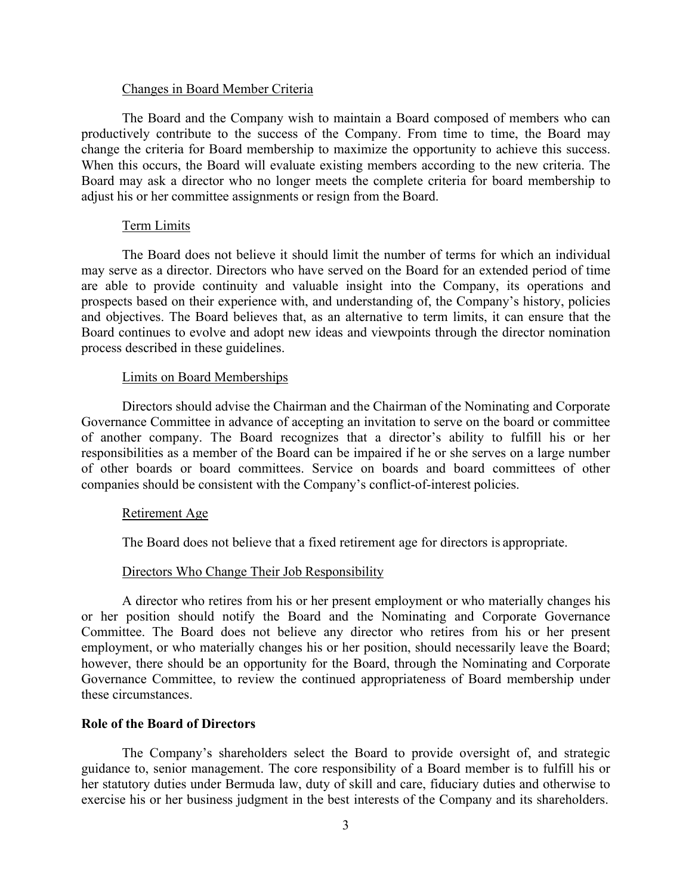<u>Changes in Board Member Criteria</u>

The Board and the Company wish to maintain a Board composed of members who can productively contribute to the success of the Company. From time to time, the Board may change the criteria for Board membership to maximize the opportunity to achieve this success. When this occurs, the Board will evaluate existing members according to the new criteria. The Board may ask a director who no longer meets the complete criteria for board membership to adjust his or her committee assignments or resign from the Board.

<u>Term Limits</u>

The Board does not believe it should limit the number of terms for which an individual may serve as a director. Directors who have served on the Board for an extended period of time are able to provide continuity and valuable insight into the Company, its operations and prospects based on their experience with, and understanding of, the Company's history, policies and objectives. The Board believes that, as an alternative to term limits, it can ensure that the Board continues to evolve and adopt new ideas and viewpoints through the director nomination process described in these guidelines.

<u>Limits on Board Memberships</u>

Directors should advise the Chairman and the Chairman of the Nominating and Corporate Governance Committee in advance of accepting an invitation to serve on the board or committee of another company. The Board recognizes that a director's ability to fulfill his or her responsibilities as a member of the Board can be impaired if he or she serves on a large number of other boards or board committees. Service on boards and board committees of other companies should be consistent with the Company's conflict-of-interest policies.

<u>Retirement Age</u>

The Board does not believe that a fixed retirement age for directors is appropriate.

<u>Directors Who Change Their Job Responsibility</u>

A director who retires from his or her present employment or who materially changes his or her position should notify the Board and the Nominating and Corporate Governance Committee. The Board does not believe any director who retires from his or her present employment, or who materially changes his or her position, should necessarily leave the Board; however, there should be an opportunity for the Board, through the Nominating and Corporate Governance Committee, to review the continued appropriateness of Board membership under these circumstances.

**Role of the Board of Directors**

The Company's shareholders select the Board to provide oversight of, and strategic guidance to, senior management. The core responsibility of a Board member is to fulfill his or her statutory duties under Bermuda law, duty of skill and care, fiduciary duties and otherwise to exercise his or her business judgment in the best interests of the Company and its shareholders.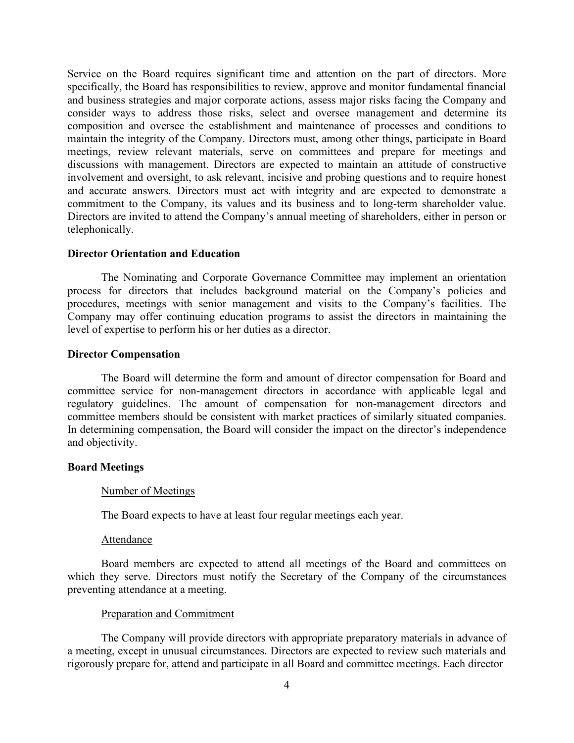Service on the Board requires significant time and attention on the part of directors. More specifically, the Board has responsibilities to review, approve and monitor fundamental financial and business strategies and major corporate actions, assess major risks facing the Company and consider ways to address those risks, select and oversee management and determine its composition and oversee the establishment and maintenance of processes and conditions to maintain the integrity of the Company. Directors must, among other things, participate in Board meetings, review relevant materials, serve on committees and prepare for meetings and discussions with management. Directors are expected to maintain an attitude of constructive involvement and oversight, to ask relevant, incisive and probing questions and to require honest and accurate answers. Directors must act with integrity and are expected to demonstrate a commitment to the Company, its values and its business and to long-term shareholder value. Directors are invited to attend the Company's annual meeting of shareholders, either in person or telephonically.

**Director Orientation and Education**

The Nominating and Corporate Governance Committee may implement an orientation process for directors that includes background material on the Company's policies and procedures, meetings with senior management and visits to the Company's facilities. The Company may offer continuing education programs to assist the directors in maintaining the level of expertise to perform his or her duties as a director.

**Director Compensation**

The Board will determine the form and amount of director compensation for Board and committee service for non-management directors in accordance with applicable legal and regulatory guidelines. The amount of compensation for non-management directors and committee members should be consistent with market practices of similarly situated companies. In determining compensation, the Board will consider the impact on the director's independence and objectivity.

**Board Meetings**

<u>Number of Meetings</u>

The Board expects to have at least four regular meetings each year.

<u>Attendance</u>

Board members are expected to attend all meetings of the Board and committees on which they serve. Directors must notify the Secretary of the Company of the circumstances preventing attendance at a meeting.

<u>Preparation and Commitment</u>

The Company will provide directors with appropriate preparatory materials in advance of a meeting, except in unusual circumstances. Directors are expected to review such materials and rigorously prepare for, attend and participate in all Board and committee meetings. Each director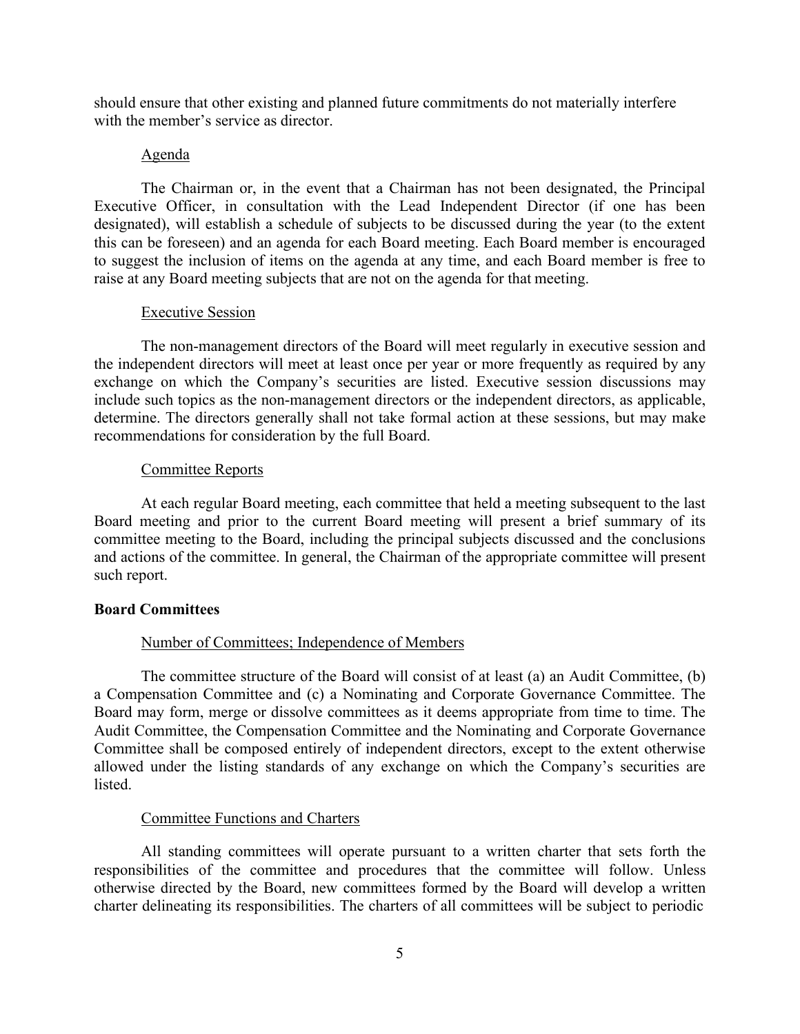should ensure that other existing and planned future commitments do not materially interfere with the member's service as director.

### Agenda

The Chairman or, in the event that a Chairman has not been designated, the Principal Executive Officer, in consultation with the Lead Independent Director (if one has been designated), will establish a schedule of subjects to be discussed during the year (to the extent this can be foreseen) and an agenda for each Board meeting. Each Board member is encouraged to suggest the inclusion of items on the agenda at any time, and each Board member is free to raise at any Board meeting subjects that are not on the agenda for that meeting.

### Executive Session

The non-management directors of the Board will meet regularly in executive session and the independent directors will meet at least once per year or more frequently as required by any exchange on which the Company's securities are listed. Executive session discussions may include such topics as the non-management directors or the independent directors, as applicable, determine. The directors generally shall not take formal action at these sessions, but may make recommendations for consideration by the full Board.

### Committee Reports

At each regular Board meeting, each committee that held a meeting subsequent to the last Board meeting and prior to the current Board meeting will present a brief summary of its committee meeting to the Board, including the principal subjects discussed and the conclusions and actions of the committee. In general, the Chairman of the appropriate committee will present such report.

## Board Committees

### Number of Committees; Independence of Members

The committee structure of the Board will consist of at least (a) an Audit Committee, (b) a Compensation Committee and (c) a Nominating and Corporate Governance Committee. The Board may form, merge or dissolve committees as it deems appropriate from time to time. The Audit Committee, the Compensation Committee and the Nominating and Corporate Governance Committee shall be composed entirely of independent directors, except to the extent otherwise allowed under the listing standards of any exchange on which the Company's securities are listed.

### Committee Functions and Charters

All standing committees will operate pursuant to a written charter that sets forth the responsibilities of the committee and procedures that the committee will follow. Unless otherwise directed by the Board, new committees formed by the Board will develop a written charter delineating its responsibilities. The charters of all committees will be subject to periodic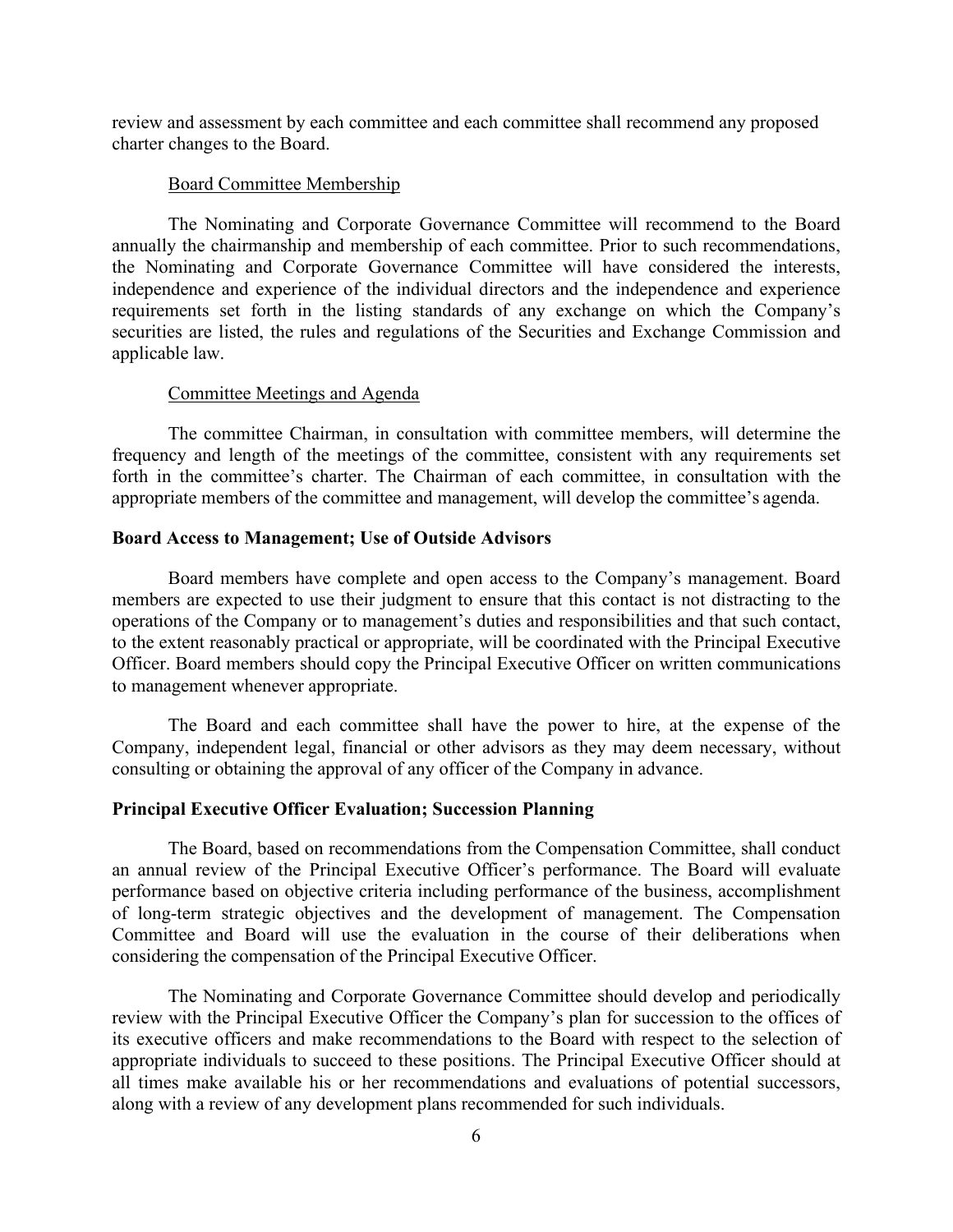review and assessment by each committee and each committee shall recommend any proposed charter changes to the Board.

Board Committee Membership

The Nominating and Corporate Governance Committee will recommend to the Board annually the chairmanship and membership of each committee. Prior to such recommendations, the Nominating and Corporate Governance Committee will have considered the interests, independence and experience of the individual directors and the independence and experience requirements set forth in the listing standards of any exchange on which the Company's securities are listed, the rules and regulations of the Securities and Exchange Commission and applicable law.

Committee Meetings and Agenda

The committee Chairman, in consultation with committee members, will determine the frequency and length of the meetings of the committee, consistent with any requirements set forth in the committee's charter. The Chairman of each committee, in consultation with the appropriate members of the committee and management, will develop the committee's agenda.

**Board Access to Management; Use of Outside Advisors**

Board members have complete and open access to the Company's management. Board members are expected to use their judgment to ensure that this contact is not distracting to the operations of the Company or to management's duties and responsibilities and that such contact, to the extent reasonably practical or appropriate, will be coordinated with the Principal Executive Officer. Board members should copy the Principal Executive Officer on written communications to management whenever appropriate.

The Board and each committee shall have the power to hire, at the expense of the Company, independent legal, financial or other advisors as they may deem necessary, without consulting or obtaining the approval of any officer of the Company in advance.

**Principal Executive Officer Evaluation; Succession Planning**

The Board, based on recommendations from the Compensation Committee, shall conduct an annual review of the Principal Executive Officer's performance. The Board will evaluate performance based on objective criteria including performance of the business, accomplishment of long-term strategic objectives and the development of management. The Compensation Committee and Board will use the evaluation in the course of their deliberations when considering the compensation of the Principal Executive Officer.

The Nominating and Corporate Governance Committee should develop and periodically review with the Principal Executive Officer the Company's plan for succession to the offices of its executive officers and make recommendations to the Board with respect to the selection of appropriate individuals to succeed to these positions. The Principal Executive Officer should at all times make available his or her recommendations and evaluations of potential successors, along with a review of any development plans recommended for such individuals.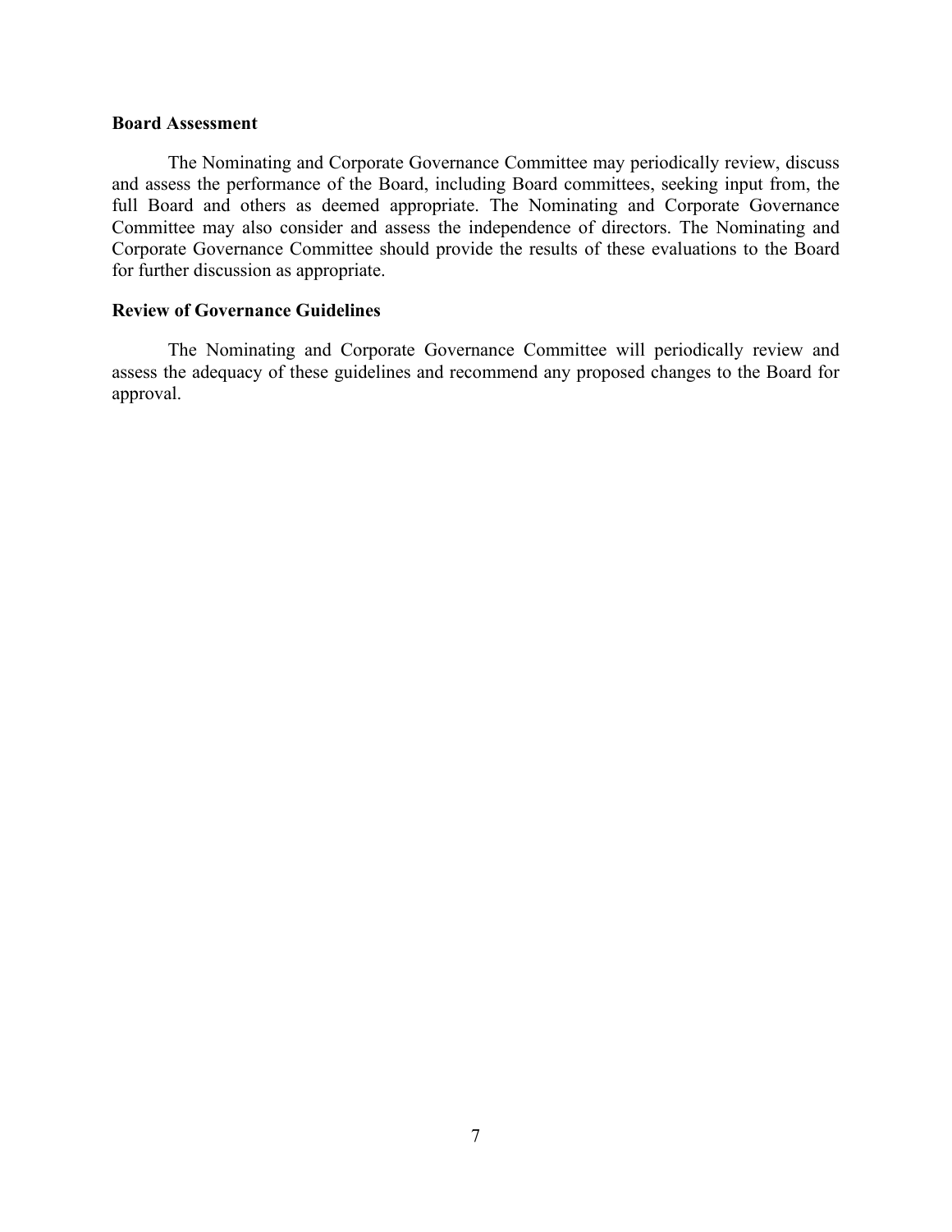**Board Assessment**

The Nominating and Corporate Governance Committee may periodically review, discuss and assess the performance of the Board, including Board committees, seeking input from, the full Board and others as deemed appropriate. The Nominating and Corporate Governance Committee may also consider and assess the independence of directors. The Nominating and Corporate Governance Committee should provide the results of these evaluations to the Board for further discussion as appropriate.

**Review of Governance Guidelines**

The Nominating and Corporate Governance Committee will periodically review and assess the adequacy of these guidelines and recommend any proposed changes to the Board for approval.